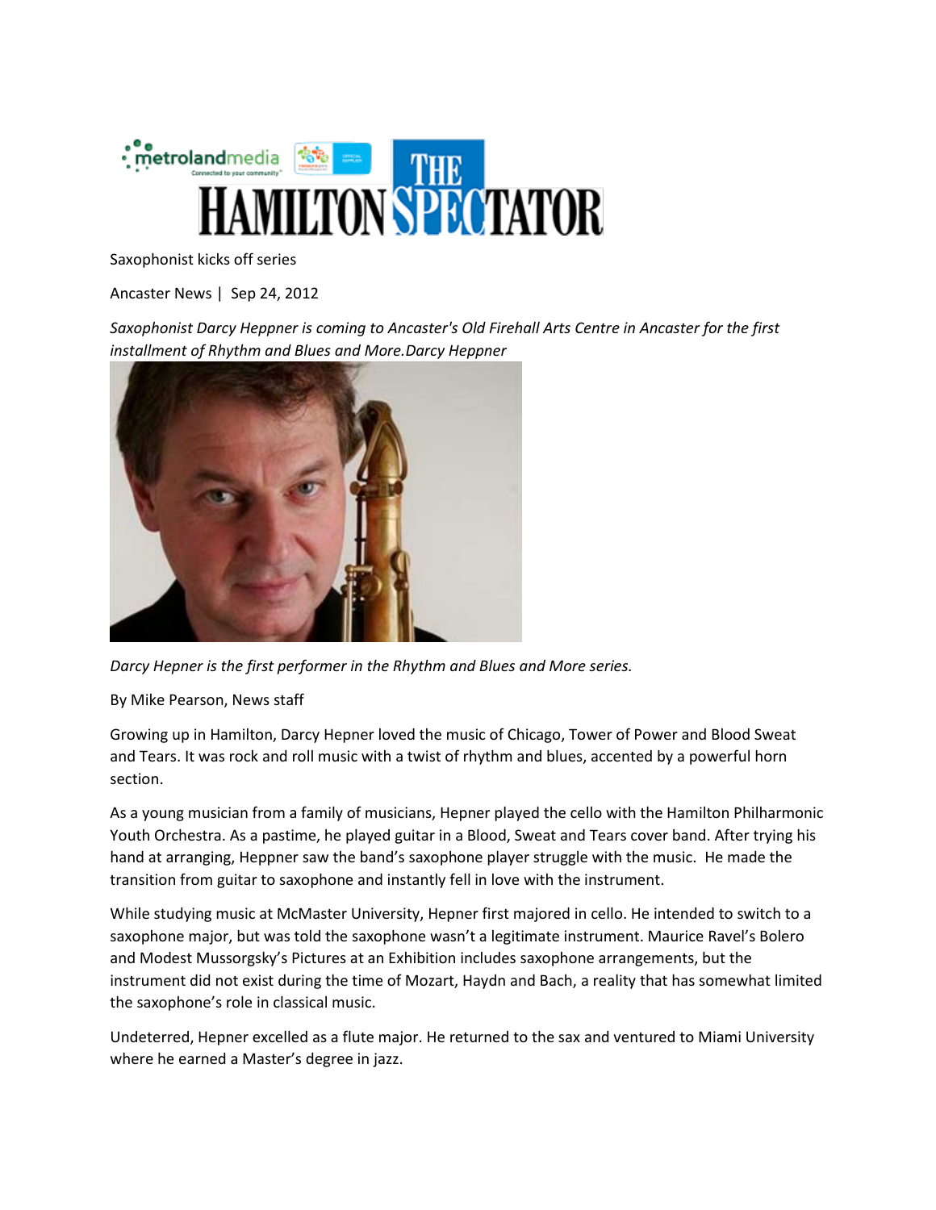Saxophonist kicks off series

Ancaster News | Sep 24, 2012

*Saxophonist Darcy Heppner is coming to Ancaster's Old Firehall Arts Centre in Ancaster for the first installment of Rhythm and Blues and More.Darcy Heppner*

*Darcy Hepner is the first performer in the Rhythm and Blues and More series.*

By Mike Pearson, News staff

Growing up in Hamilton, Darcy Hepner loved the music of Chicago, Tower of Power and Blood Sweat and Tears. It was rock and roll music with a twist of rhythm and blues, accented by a powerful horn section.

As a young musician from a family of musicians, Hepner played the cello with the Hamilton Philharmonic Youth Orchestra. As a pastime, he played guitar in a Blood, Sweat and Tears cover band. After trying his hand at arranging, Heppner saw the band's saxophone player struggle with the music. He made the transition from guitar to saxophone and instantly fell in love with the instrument.

While studying music at McMaster University, Hepner first majored in cello. He intended to switch to a saxophone major, but was told the saxophone wasn't a legitimate instrument. Maurice Ravel's Bolero and Modest Mussorgsky's Pictures at an Exhibition includes saxophone arrangements, but the instrument did not exist during the time of Mozart, Haydn and Bach, a reality that has somewhat limited the saxophone's role in classical music.

Undeterred, Hepner excelled as a flute major. He returned to the sax and ventured to Miami University where he earned a Master's degree in jazz.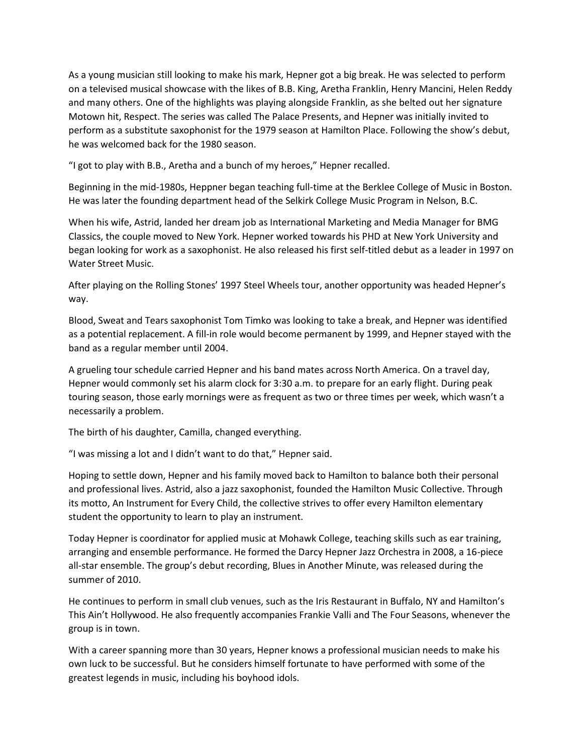As a young musician still looking to make his mark, Hepner got a big break. He was selected to perform on a televised musical showcase with the likes of B.B. King, Aretha Franklin, Henry Mancini, Helen Reddy and many others. One of the highlights was playing alongside Franklin, as she belted out her signature Motown hit, Respect. The series was called The Palace Presents, and Hepner was initially invited to perform as a substitute saxophonist for the 1979 season at Hamilton Place. Following the show's debut, he was welcomed back for the 1980 season.

"I got to play with B.B., Aretha and a bunch of my heroes," Hepner recalled.

Beginning in the mid-1980s, Heppner began teaching full-time at the Berklee College of Music in Boston. He was later the founding department head of the Selkirk College Music Program in Nelson, B.C.

When his wife, Astrid, landed her dream job as International Marketing and Media Manager for BMG Classics, the couple moved to New York. Hepner worked towards his PHD at New York University and began looking for work as a saxophonist. He also released his first self-titled debut as a leader in 1997 on Water Street Music.

After playing on the Rolling Stones' 1997 Steel Wheels tour, another opportunity was headed Hepner's way.

Blood, Sweat and Tears saxophonist Tom Timko was looking to take a break, and Hepner was identified as a potential replacement. A fill-in role would become permanent by 1999, and Hepner stayed with the band as a regular member until 2004.

A grueling tour schedule carried Hepner and his band mates across North America. On a travel day, Hepner would commonly set his alarm clock for 3:30 a.m. to prepare for an early flight. During peak touring season, those early mornings were as frequent as two or three times per week, which wasn't a necessarily a problem.

The birth of his daughter, Camilla, changed everything.

"I was missing a lot and I didn't want to do that," Hepner said.

Hoping to settle down, Hepner and his family moved back to Hamilton to balance both their personal and professional lives. Astrid, also a jazz saxophonist, founded the Hamilton Music Collective. Through its motto, An Instrument for Every Child, the collective strives to offer every Hamilton elementary student the opportunity to learn to play an instrument.

Today Hepner is coordinator for applied music at Mohawk College, teaching skills such as ear training, arranging and ensemble performance. He formed the Darcy Hepner Jazz Orchestra in 2008, a 16-piece all-star ensemble. The group's debut recording, Blues in Another Minute, was released during the summer of 2010.

He continues to perform in small club venues, such as the Iris Restaurant in Buffalo, NY and Hamilton's This Ain't Hollywood. He also frequently accompanies Frankie Valli and The Four Seasons, whenever the group is in town.

With a career spanning more than 30 years, Hepner knows a professional musician needs to make his own luck to be successful. But he considers himself fortunate to have performed with some of the greatest legends in music, including his boyhood idols.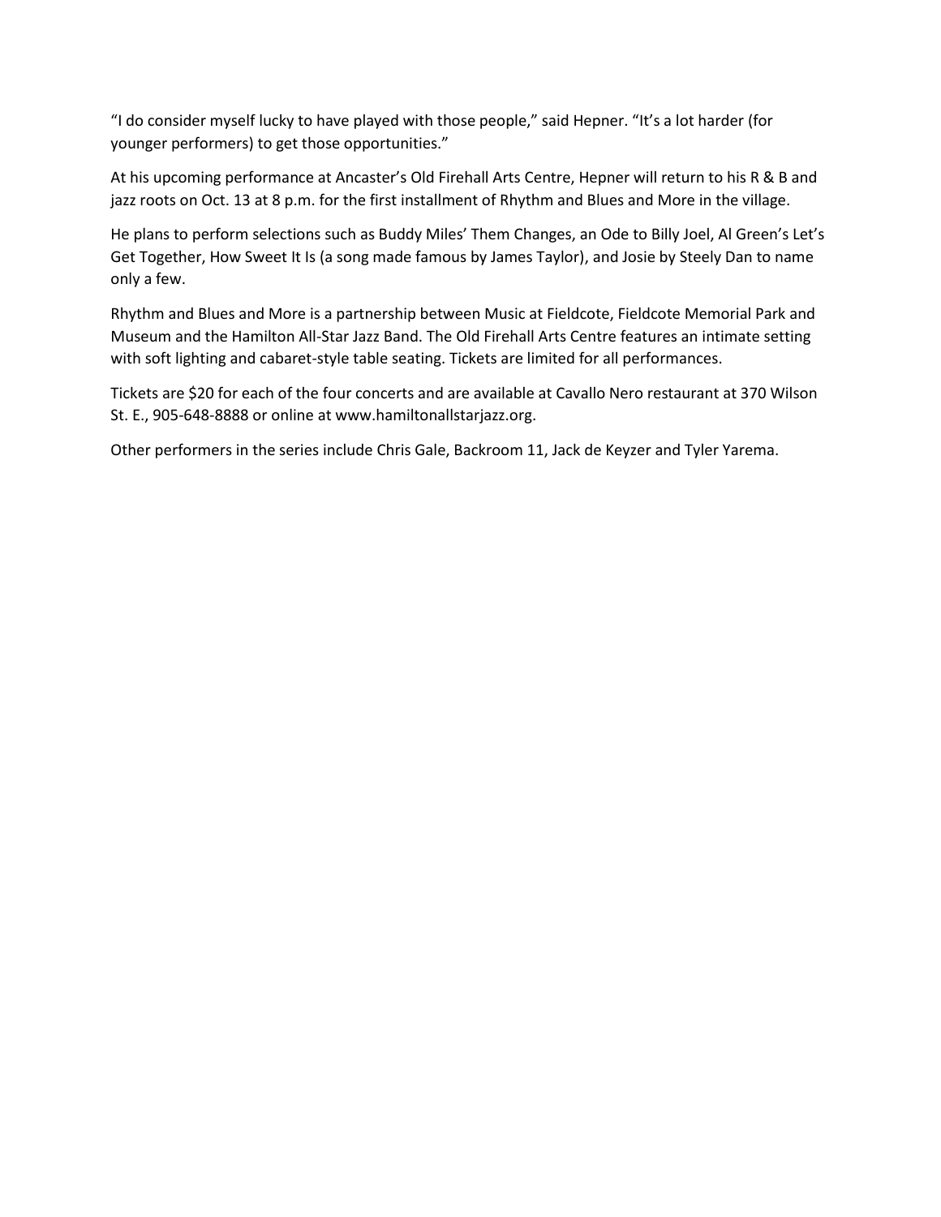"I do consider myself lucky to have played with those people," said Hepner. "It's a lot harder (for younger performers) to get those opportunities."

At his upcoming performance at Ancaster's Old Firehall Arts Centre, Hepner will return to his R & B and jazz roots on Oct. 13 at 8 p.m. for the first installment of Rhythm and Blues and More in the village.

He plans to perform selections such as Buddy Miles' Them Changes, an Ode to Billy Joel, Al Green's Let's Get Together, How Sweet It Is (a song made famous by James Taylor), and Josie by Steely Dan to name only a few.

Rhythm and Blues and More is a partnership between Music at Fieldcote, Fieldcote Memorial Park and Museum and the Hamilton All-Star Jazz Band. The Old Firehall Arts Centre features an intimate setting with soft lighting and cabaret-style table seating. Tickets are limited for all performances.

Tickets are $20 for each of the four concerts and are available at Cavallo Nero restaurant at 370 Wilson St. E., 905-648-8888 or online at www.hamiltonallstarjazz.org.

Other performers in the series include Chris Gale, Backroom 11, Jack de Keyzer and Tyler Yarema.